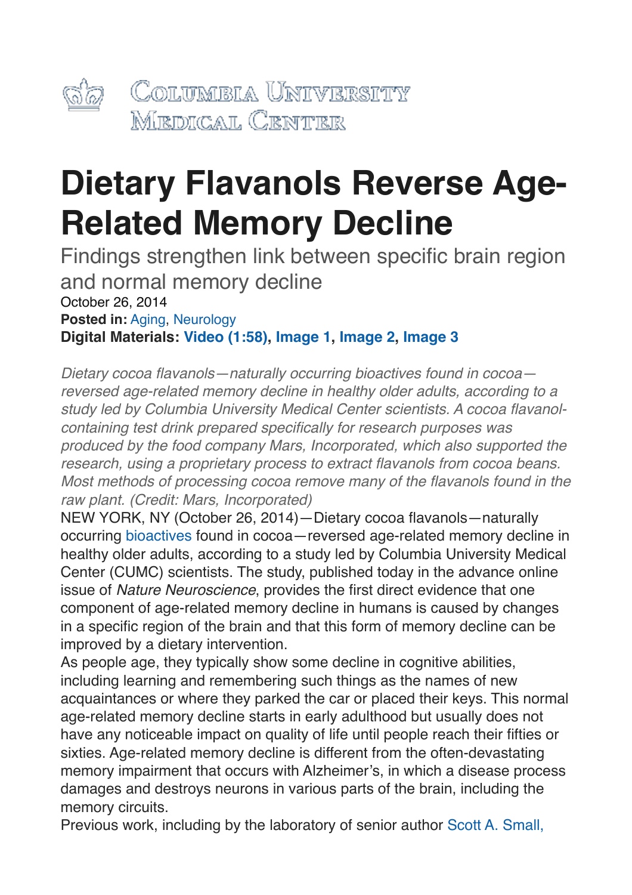Columbia University Medical Center

# Dietary Flavanols Reverse Age-Related Memory Decline

## Findings strengthen link between specific brain region and normal memory decline

October 26, 2014

**Posted in:** Aging, Neurology

**Digital Materials: Video (1:58), Image 1, Image 2, Image 3**

*Dietary cocoa flavanols—naturally occurring bioactives found in cocoa—reversed age-related memory decline in healthy older adults, according to a study led by Columbia University Medical Center scientists. A cocoa flavanol-containing test drink prepared specifically for research purposes was produced by the food company Mars, Incorporated, which also supported the research, using a proprietary process to extract flavanols from cocoa beans. Most methods of processing cocoa remove many of the flavanols found in the raw plant. (Credit: Mars, Incorporated)*

NEW YORK, NY (October 26, 2014)—Dietary cocoa flavanols—naturally occurring bioactives found in cocoa—reversed age-related memory decline in healthy older adults, according to a study led by Columbia University Medical Center (CUMC) scientists. The study, published today in the advance online issue of *Nature Neuroscience*, provides the first direct evidence that one component of age-related memory decline in humans is caused by changes in a specific region of the brain and that this form of memory decline can be improved by a dietary intervention.

As people age, they typically show some decline in cognitive abilities, including learning and remembering such things as the names of new acquaintances or where they parked the car or placed their keys. This normal age-related memory decline starts in early adulthood but usually does not have any noticeable impact on quality of life until people reach their fifties or sixties. Age-related memory decline is different from the often-devastating memory impairment that occurs with Alzheimer's, in which a disease process damages and destroys neurons in various parts of the brain, including the memory circuits.

Previous work, including by the laboratory of senior author Scott A. Small,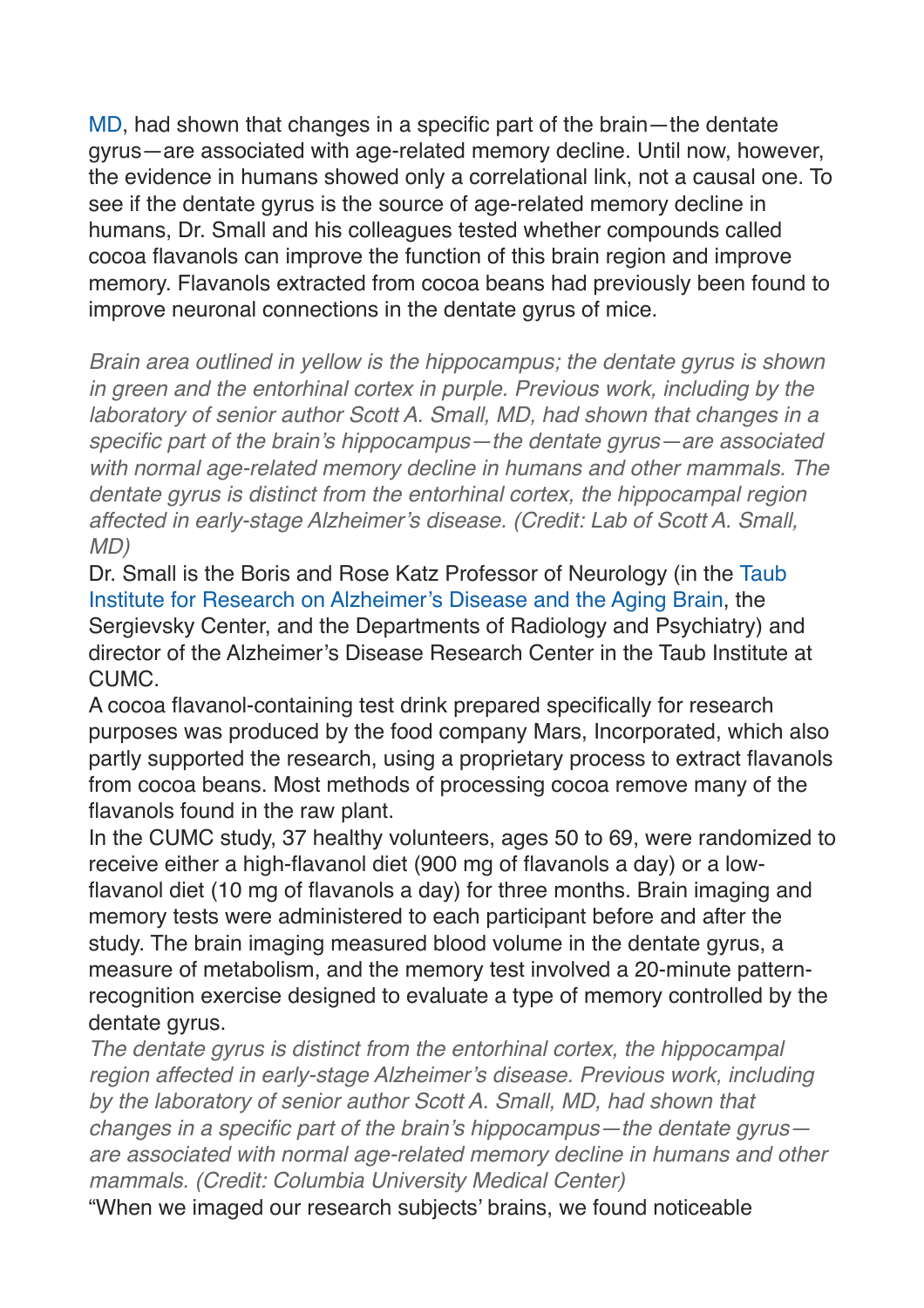MD, had shown that changes in a specific part of the brain—the dentate gyrus—are associated with age-related memory decline. Until now, however, the evidence in humans showed only a correlational link, not a causal one. To see if the dentate gyrus is the source of age-related memory decline in humans, Dr. Small and his colleagues tested whether compounds called cocoa flavanols can improve the function of this brain region and improve memory. Flavanols extracted from cocoa beans had previously been found to improve neuronal connections in the dentate gyrus of mice.

*Brain area outlined in yellow is the hippocampus; the dentate gyrus is shown in green and the entorhinal cortex in purple. Previous work, including by the laboratory of senior author Scott A. Small, MD, had shown that changes in a specific part of the brain's hippocampus—the dentate gyrus—are associated with normal age-related memory decline in humans and other mammals. The dentate gyrus is distinct from the entorhinal cortex, the hippocampal region affected in early-stage Alzheimer's disease. (Credit: Lab of Scott A. Small, MD)*

Dr. Small is the Boris and Rose Katz Professor of Neurology (in the Taub Institute for Research on Alzheimer's Disease and the Aging Brain, the Sergievsky Center, and the Departments of Radiology and Psychiatry) and director of the Alzheimer's Disease Research Center in the Taub Institute at CUMC.

A cocoa flavanol-containing test drink prepared specifically for research purposes was produced by the food company Mars, Incorporated, which also partly supported the research, using a proprietary process to extract flavanols from cocoa beans. Most methods of processing cocoa remove many of the flavanols found in the raw plant.

In the CUMC study, 37 healthy volunteers, ages 50 to 69, were randomized to receive either a high-flavanol diet (900 mg of flavanols a day) or a low-flavanol diet (10 mg of flavanols a day) for three months. Brain imaging and memory tests were administered to each participant before and after the study. The brain imaging measured blood volume in the dentate gyrus, a measure of metabolism, and the memory test involved a 20-minute pattern-recognition exercise designed to evaluate a type of memory controlled by the dentate gyrus.

*The dentate gyrus is distinct from the entorhinal cortex, the hippocampal region affected in early-stage Alzheimer's disease. Previous work, including by the laboratory of senior author Scott A. Small, MD, had shown that changes in a specific part of the brain's hippocampus—the dentate gyrus—are associated with normal age-related memory decline in humans and other mammals. (Credit: Columbia University Medical Center)*

"When we imaged our research subjects' brains, we found noticeable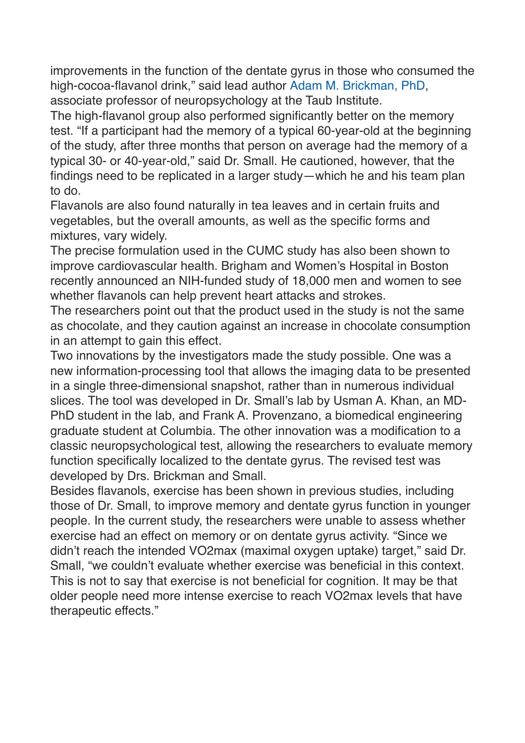improvements in the function of the dentate gyrus in those who consumed the high-cocoa-flavanol drink," said lead author Adam M. Brickman, PhD, associate professor of neuropsychology at the Taub Institute.

The high-flavanol group also performed significantly better on the memory test. "If a participant had the memory of a typical 60-year-old at the beginning of the study, after three months that person on average had the memory of a typical 30- or 40-year-old," said Dr. Small. He cautioned, however, that the findings need to be replicated in a larger study—which he and his team plan to do.

Flavanols are also found naturally in tea leaves and in certain fruits and vegetables, but the overall amounts, as well as the specific forms and mixtures, vary widely.

The precise formulation used in the CUMC study has also been shown to improve cardiovascular health. Brigham and Women's Hospital in Boston recently announced an NIH-funded study of 18,000 men and women to see whether flavanols can help prevent heart attacks and strokes.

The researchers point out that the product used in the study is not the same as chocolate, and they caution against an increase in chocolate consumption in an attempt to gain this effect.

Two innovations by the investigators made the study possible. One was a new information-processing tool that allows the imaging data to be presented in a single three-dimensional snapshot, rather than in numerous individual slices. The tool was developed in Dr. Small's lab by Usman A. Khan, an MD-PhD student in the lab, and Frank A. Provenzano, a biomedical engineering graduate student at Columbia. The other innovation was a modification to a classic neuropsychological test, allowing the researchers to evaluate memory function specifically localized to the dentate gyrus. The revised test was developed by Drs. Brickman and Small.

Besides flavanols, exercise has been shown in previous studies, including those of Dr. Small, to improve memory and dentate gyrus function in younger people. In the current study, the researchers were unable to assess whether exercise had an effect on memory or on dentate gyrus activity. "Since we didn't reach the intended VO2max (maximal oxygen uptake) target," said Dr. Small, "we couldn't evaluate whether exercise was beneficial in this context. This is not to say that exercise is not beneficial for cognition. It may be that older people need more intense exercise to reach VO2max levels that have therapeutic effects."